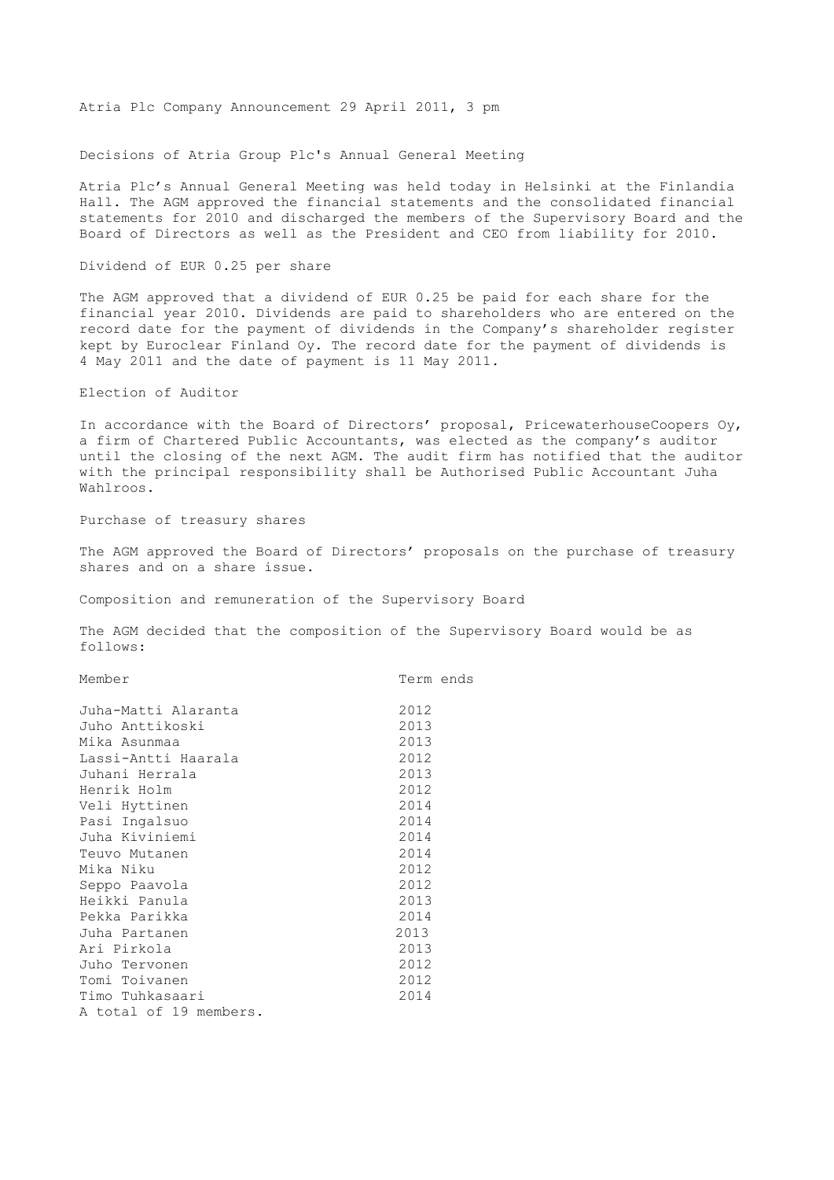Atria Plc Company Announcement 29 April 2011, 3 pm

# Decisions of Atria Group Plc's Annual General Meeting

Atria Plc's Annual General Meeting was held today in Helsinki at the Finlandia Hall. The AGM approved the financial statements and the consolidated financial statements for 2010 and discharged the members of the Supervisory Board and the Board of Directors as well as the President and CEO from liability for 2010.

## Dividend of EUR 0.25 per share

The AGM approved that a dividend of EUR 0.25 be paid for each share for the financial year 2010. Dividends are paid to shareholders who are entered on the record date for the payment of dividends in the Company's shareholder register kept by Euroclear Finland Oy. The record date for the payment of dividends is 4 May 2011 and the date of payment is 11 May 2011.

## Election of Auditor

In accordance with the Board of Directors' proposal, PricewaterhouseCoopers Oy, a firm of Chartered Public Accountants, was elected as the company's auditor until the closing of the next AGM. The audit firm has notified that the auditor with the principal responsibility shall be Authorised Public Accountant Juha Wahlroos.

## Purchase of treasury shares

The AGM approved the Board of Directors' proposals on the purchase of treasury shares and on a share issue.

## Composition and remuneration of the Supervisory Board

The AGM decided that the composition of the Supervisory Board would be as follows:

| Member | Term ends |
|---|---|
| Juha-Matti Alaranta | 2012 |
| Juho Anttikoski | 2013 |
| Mika Asunmaa | 2013 |
| Lassi-Antti Haarala | 2012 |
| Juhani Herrala | 2013 |
| Henrik Holm | 2012 |
| Veli Hyttinen | 2014 |
| Pasi Ingalsuo | 2014 |
| Juha Kiviniemi | 2014 |
| Teuvo Mutanen | 2014 |
| Mika Niku | 2012 |
| Seppo Paavola | 2012 |
| Heikki Panula | 2013 |
| Pekka Parikka | 2014 |
| Juha Partanen | 2013 |
| Ari Pirkola | 2013 |
| Juho Tervonen | 2012 |
| Tomi Toivanen | 2012 |
| Timo Tuhkasaari | 2014 |

A total of 19 members.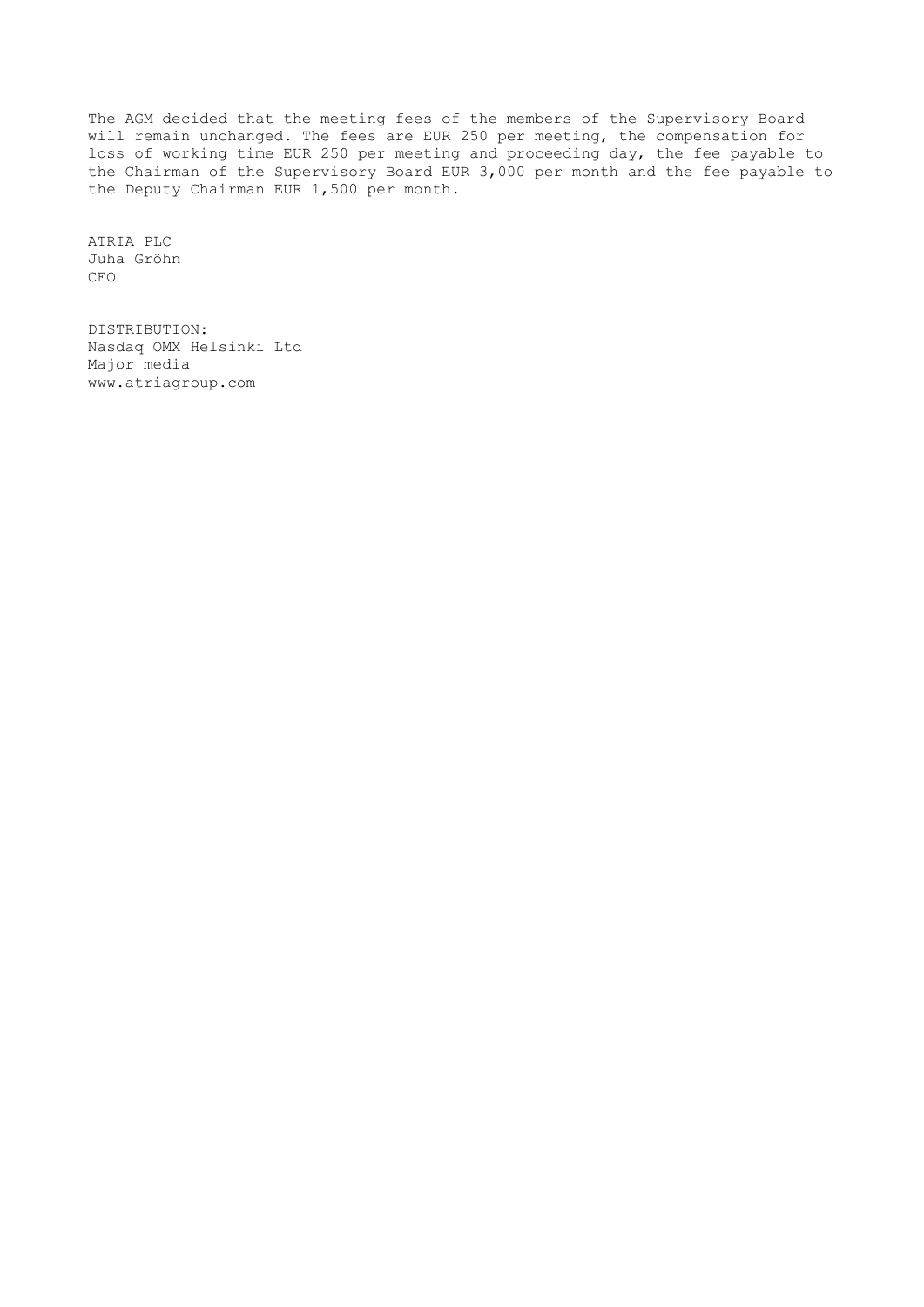The AGM decided that the meeting fees of the members of the Supervisory Board will remain unchanged. The fees are EUR 250 per meeting, the compensation for loss of working time EUR 250 per meeting and proceeding day, the fee payable to the Chairman of the Supervisory Board EUR 3,000 per month and the fee payable to the Deputy Chairman EUR 1,500 per month.

ATRIA PLC  
Juha Gröhn  
CEO

DISTRIBUTION:  
Nasdaq OMX Helsinki Ltd  
Major media  
www.atriagroup.com